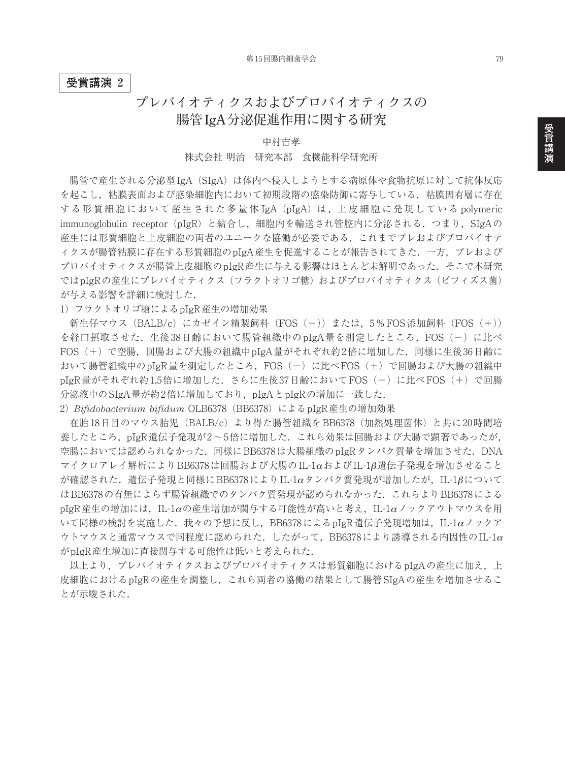**受賞講演 2**

# プレバイオティクスおよびプロバイオティクスの腸管IgA分泌促進作用に関する研究

中村吉孝

株式会社 明治　研究本部　食機能科学研究所

腸管で産生される分泌型IgA（SIgA）は体内へ侵入しようとする病原体や食物抗原に対して抗体反応を起こし，粘膜表面および感染細胞内において初期段階の感染防御に寄与している．粘膜固有層に存在する形質細胞において産生された多量体IgA（pIgA）は，上皮細胞に発現しているpolymeric immunoglobulin receptor（pIgR）と結合し，細胞内を輸送され管腔内に分泌される．つまり，SIgAの産生には形質細胞と上皮細胞の両者のユニークな協働が必要である．これまでプレおよびプロバイオティクスが腸管粘膜に存在する形質細胞のpIgA産生を促進することが報告されてきた．一方，プレおよびプロバイオティクスが腸管上皮細胞のpIgR産生に与える影響はほとんど未解明であった．そこで本研究ではpIgRの産生にプレバイオティクス（フラクトオリゴ糖）およびプロバイオティクス（ビフィズス菌）が与える影響を詳細に検討した．

1）フラクトオリゴ糖によるpIgR産生の増加効果

新生仔マウス（BALB/c）にカゼイン精製飼料（FOS（－））または，5％FOS添加飼料（FOS（＋））を経口摂取させた．生後38日齢において腸管組織中のpIgA量を測定したところ，FOS（－）に比べFOS（＋）で空腸，回腸および大腸の組織中pIgA量がそれぞれ約2倍に増加した．同様に生後36日齢において腸管組織中のpIgR量を測定したところ，FOS（－）に比べFOS（＋）で回腸および大腸の組織中pIgR量がそれぞれ約1.5倍に増加した．さらに生後37日齢においてFOS（－）に比べFOS（＋）で回腸分泌液中のSIgA量が約2倍に増加しており，pIgAとpIgRの増加に一致した．

2）*Bifidobacterium bifidum* OLB6378（BB6378）によるpIgR産生の増加効果

在胎18日目のマウス胎児（BALB/c）より得た腸管組織をBB6378（加熱処理菌体）と共に20時間培養したところ，pIgR遺伝子発現が2～5倍に増加した．これら効果は回腸および大腸で顕著であったが，空腸においては認められなかった．同様にBB6378は大腸組織のpIgRタンパク質量を増加させた．DNAマイクロアレイ解析によりBB6378は回腸および大腸のIL-1$\alpha$およびIL-1$\beta$遺伝子発現を増加させることが確認された．遺伝子発現と同様にBB6378によりIL-1$\alpha$タンパク質発現が増加したが，IL-1$\beta$についてはBB6378の有無によらず腸管組織でのタンパク質発現が認められなかった．これらよりBB6378によるpIgR産生の増加には，IL-1$\alpha$の産生増加が関与する可能性が高いと考え，IL-1$\alpha$ノックアウトマウスを用いて同様の検討を実施した．我々の予想に反し，BB6378によるpIgR遺伝子発現増加は，IL-1$\alpha$ノックアウトマウスと通常マウスで同程度に認められた．したがって，BB6378により誘導される内因性のIL-1$\alpha$がpIgR産生増加に直接関与する可能性は低いと考えられた．

以上より，プレバイオティクスおよびプロバイオティクスは形質細胞におけるpIgAの産生に加え，上皮細胞におけるpIgRの産生を調整し，これら両者の協働の結果として腸管SIgAの産生を増加させることが示唆された．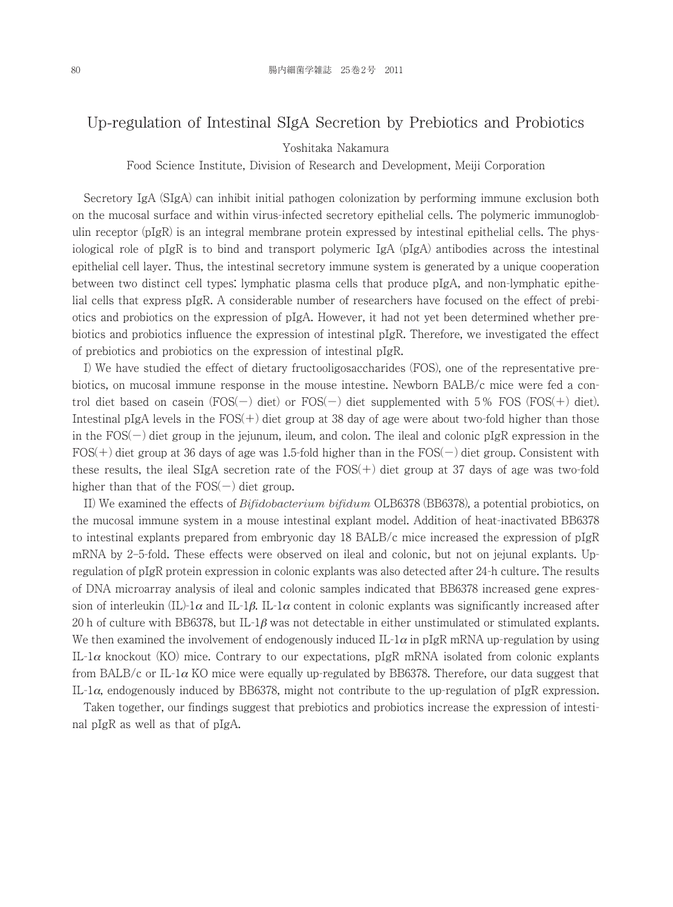# Up-regulation of Intestinal SIgA Secretion by Prebiotics and Probiotics

Yoshitaka Nakamura

Food Science Institute, Division of Research and Development, Meiji Corporation

Secretory IgA (SIgA) can inhibit initial pathogen colonization by performing immune exclusion both on the mucosal surface and within virus-infected secretory epithelial cells. The polymeric immunoglobulin receptor (pIgR) is an integral membrane protein expressed by intestinal epithelial cells. The physiological role of pIgR is to bind and transport polymeric IgA (pIgA) antibodies across the intestinal epithelial cell layer. Thus, the intestinal secretory immune system is generated by a unique cooperation between two distinct cell types: lymphatic plasma cells that produce pIgA, and non-lymphatic epithelial cells that express pIgR. A considerable number of researchers have focused on the effect of prebiotics and probiotics on the expression of pIgA. However, it had not yet been determined whether prebiotics and probiotics influence the expression of intestinal pIgR. Therefore, we investigated the effect of prebiotics and probiotics on the expression of intestinal pIgR.

I) We have studied the effect of dietary fructooligosaccharides (FOS), one of the representative prebiotics, on mucosal immune response in the mouse intestine. Newborn BALB/c mice were fed a control diet based on casein (FOS(−) diet) or FOS(−) diet supplemented with 5% FOS (FOS(+) diet). Intestinal pIgA levels in the FOS(+) diet group at 38 day of age were about two-fold higher than those in the FOS(−) diet group in the jejunum, ileum, and colon. The ileal and colonic pIgR expression in the FOS(+) diet group at 36 days of age was 1.5-fold higher than in the FOS(−) diet group. Consistent with these results, the ileal SIgA secretion rate of the FOS(+) diet group at 37 days of age was two-fold higher than that of the FOS(−) diet group.

II) We examined the effects of *Bifidobacterium bifidum* OLB6378 (BB6378), a potential probiotics, on the mucosal immune system in a mouse intestinal explant model. Addition of heat-inactivated BB6378 to intestinal explants prepared from embryonic day 18 BALB/c mice increased the expression of pIgR mRNA by 2–5-fold. These effects were observed on ileal and colonic, but not on jejunal explants. Up-regulation of pIgR protein expression in colonic explants was also detected after 24-h culture. The results of DNA microarray analysis of ileal and colonic samples indicated that BB6378 increased gene expression of interleukin (IL)-1$\alpha$ and IL-1$\beta$. IL-1$\alpha$ content in colonic explants was significantly increased after 20 h of culture with BB6378, but IL-1$\beta$ was not detectable in either unstimulated or stimulated explants. We then examined the involvement of endogenously induced IL-1$\alpha$ in pIgR mRNA up-regulation by using IL-1$\alpha$ knockout (KO) mice. Contrary to our expectations, pIgR mRNA isolated from colonic explants from BALB/c or IL-1$\alpha$ KO mice were equally up-regulated by BB6378. Therefore, our data suggest that IL-1$\alpha$, endogenously induced by BB6378, might not contribute to the up-regulation of pIgR expression.

Taken together, our findings suggest that prebiotics and probiotics increase the expression of intestinal pIgR as well as that of pIgA.